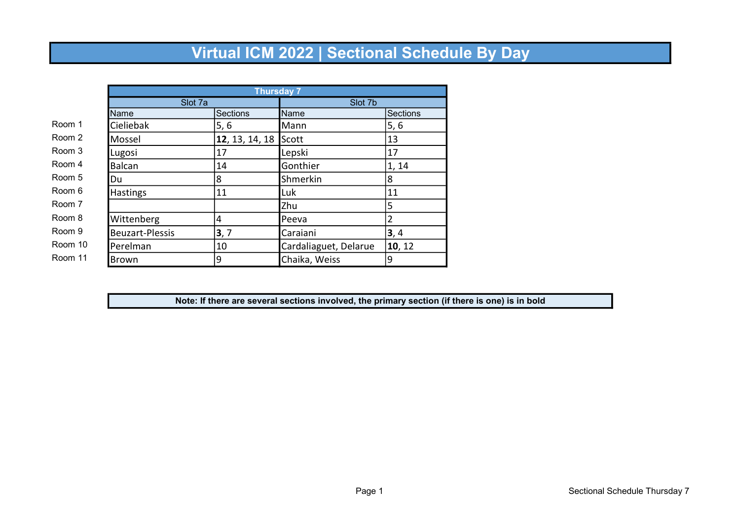# Virtual ICM 2022 | Sectional Schedule By Day

| | Thursday 7 | | | |
|---|---|---|---|---|
| | Slot 7a | | Slot 7b | |
| | Name | Sections | Name | Sections |
| Room 1 | Cieliebak | 5, 6 | Mann | 5, 6 |
| Room 2 | Mossel | **12**, 13, 14, 18 | Scott | 13 |
| Room 3 | Lugosi | 17 | Lepski | 17 |
| Room 4 | Balcan | 14 | Gonthier | 1, 14 |
| Room 5 | Du | 8 | Shmerkin | 8 |
| Room 6 | Hastings | 11 | Luk | 11 |
| Room 7 | | | Zhu | 5 |
| Room 8 | Wittenberg | 4 | Peeva | 2 |
| Room 9 | Beuzart-Plessis | **3**, 7 | Caraiani | **3**, 4 |
| Room 10 | Perelman | 10 | Cardaliaguet, Delarue | **10**, 12 |
| Room 11 | Brown | 9 | Chaika, Weiss | 9 |

**Note: If there are several sections involved, the primary section (if there is one) is in bold**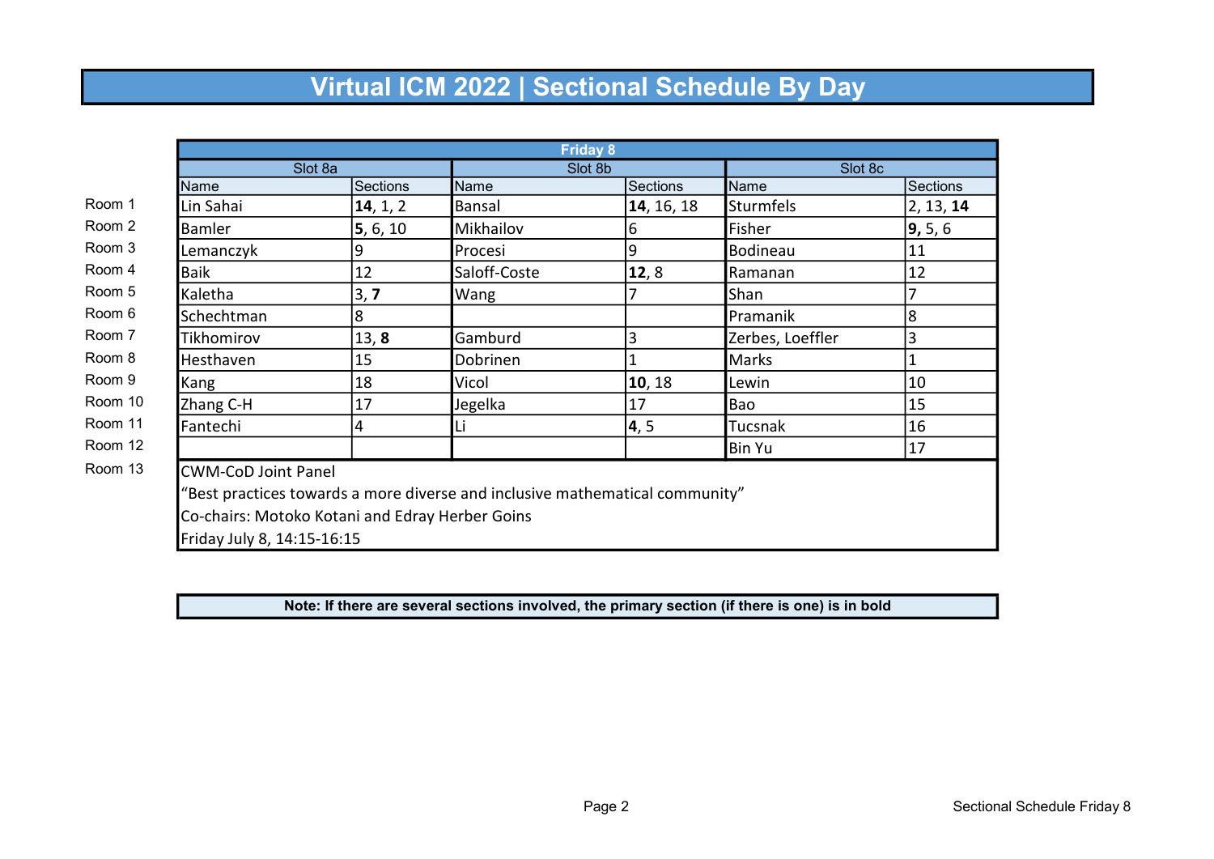# Virtual ICM 2022 | Sectional Schedule By Day

| | Friday 8 | | | | | |
|---|---|---|---|---|---|---|
| | Slot 8a | | Slot 8b | | Slot 8c | |
| | Name | Sections | Name | Sections | Name | Sections |
| Room 1 | Lin Sahai | **14**, 1, 2 | Bansal | **14**, 16, 18 | Sturmfels | 2, 13, **14** |
| Room 2 | Bamler | **5**, 6, 10 | Mikhailov | 6 | Fisher | **9,** 5, 6 |
| Room 3 | Lemanczyk | 9 | Procesi | 9 | Bodineau | 11 |
| Room 4 | Baik | 12 | Saloff-Coste | **12**, 8 | Ramanan | 12 |
| Room 5 | Kaletha | 3, **7** | Wang | 7 | Shan | 7 |
| Room 6 | Schechtman | 8 | | | Pramanik | 8 |
| Room 7 | Tikhomirov | 13, **8** | Gamburd | 3 | Zerbes, Loeffler | 3 |
| Room 8 | Hesthaven | 15 | Dobrinen | 1 | Marks | 1 |
| Room 9 | Kang | 18 | Vicol | **10**, 18 | Lewin | 10 |
| Room 10 | Zhang C-H | 17 | Jegelka | 17 | Bao | 15 |
| Room 11 | Fantechi | 4 | Li | **4**, 5 | Tucsnak | 16 |
| Room 12 | | | | | Bin Yu | 17 |
| Room 13 | CWM-CoD Joint Panel<br>“Best practices towards a more diverse and inclusive mathematical community”<br>Co-chairs: Motoko Kotani and Edray Herber Goins<br>Friday July 8, 14:15-16:15 | | | | | |

**Note: If there are several sections involved, the primary section (if there is one) is in bold**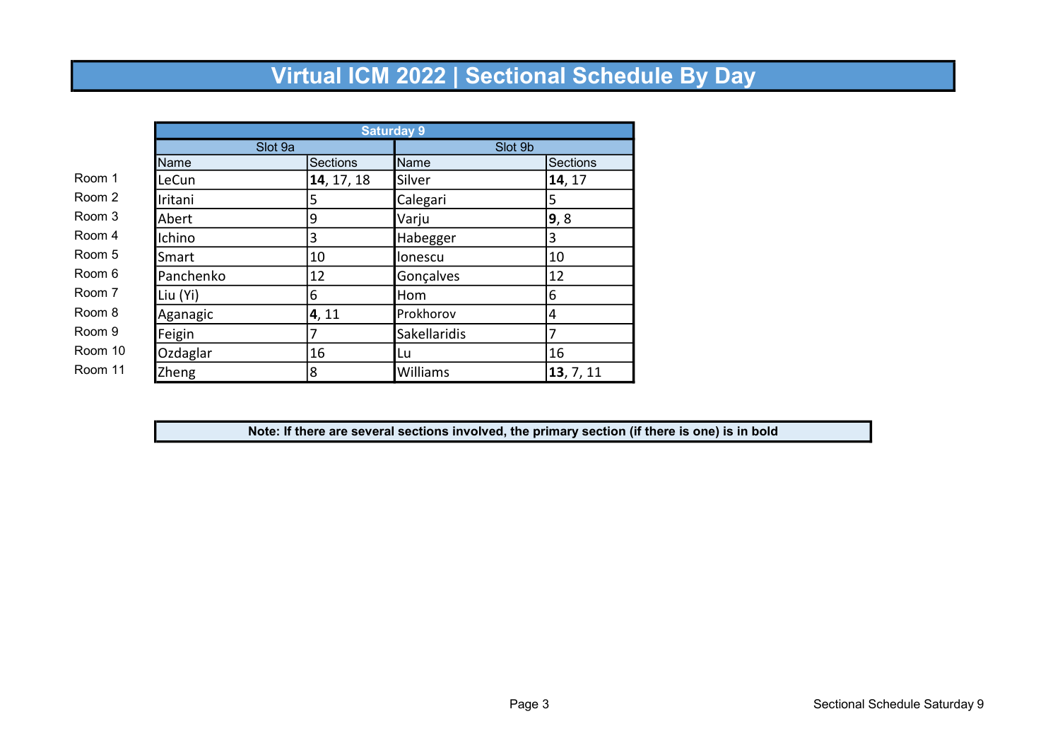# Virtual ICM 2022 | Sectional Schedule By Day

| | Saturday 9 | | | |
|---|---|---|---|---|
| | Slot 9a | | Slot 9b | |
| | Name | Sections | Name | Sections |
| Room 1 | LeCun | **14**, 17, 18 | Silver | **14**, 17 |
| Room 2 | Iritani | 5 | Calegari | 5 |
| Room 3 | Abert | 9 | Varju | **9**, 8 |
| Room 4 | Ichino | 3 | Habegger | 3 |
| Room 5 | Smart | 10 | Ionescu | 10 |
| Room 6 | Panchenko | 12 | Gonçalves | 12 |
| Room 7 | Liu (Yi) | 6 | Hom | 6 |
| Room 8 | Aganagic | **4**, 11 | Prokhorov | 4 |
| Room 9 | Feigin | 7 | Sakellaridis | 7 |
| Room 10 | Ozdaglar | 16 | Lu | 16 |
| Room 11 | Zheng | 8 | Williams | **13**, 7, 11 |

**Note: If there are several sections involved, the primary section (if there is one) is in bold**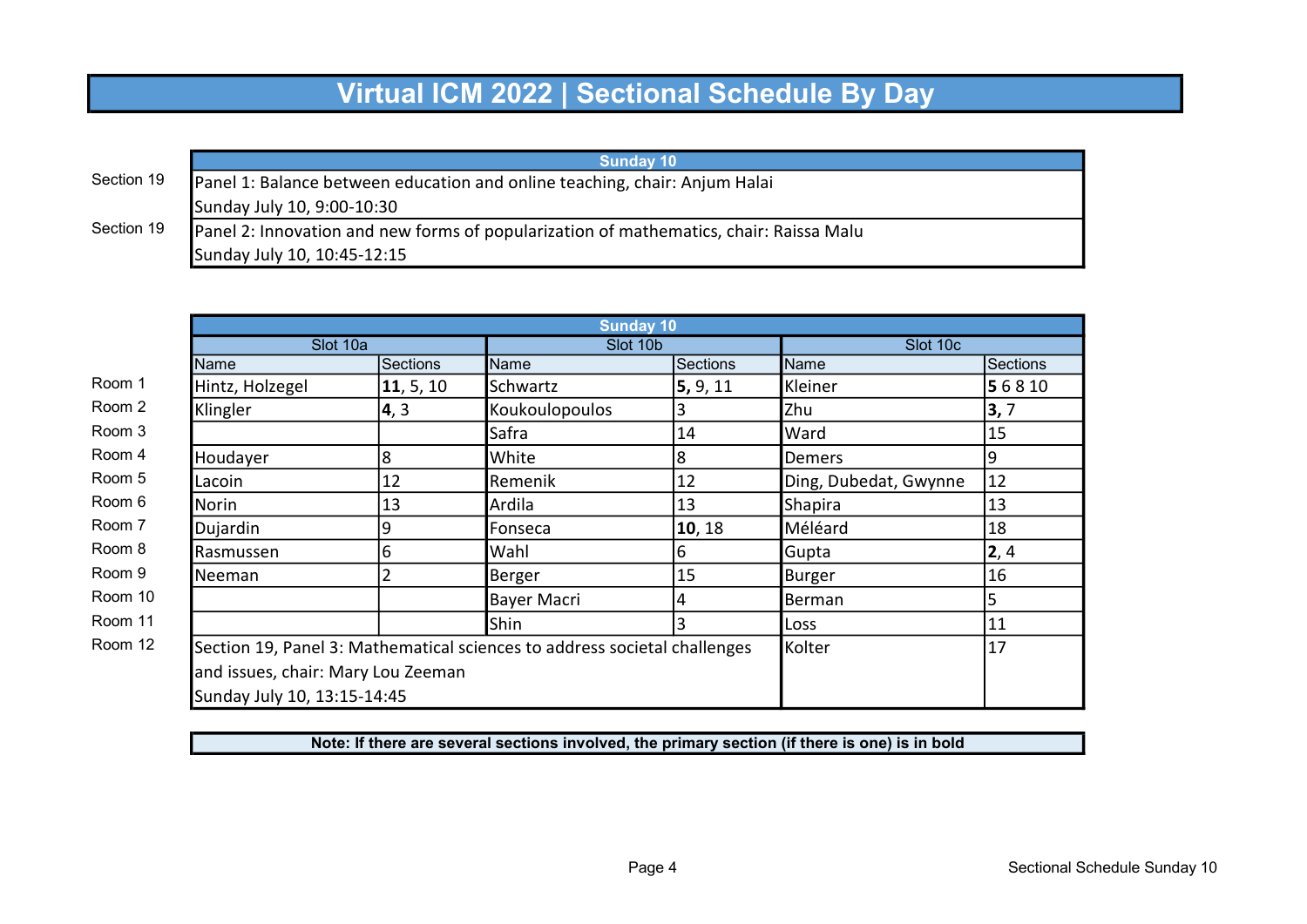# Virtual ICM 2022 | Sectional Schedule By Day

| | Sunday 10 |
|---|---|
| Section 19 | Panel 1: Balance between education and online teaching, chair: Anjum Halai<br>Sunday July 10, 9:00-10:30 |
| Section 19 | Panel 2: Innovation and new forms of popularization of mathematics, chair: Raissa Malu<br>Sunday July 10, 10:45-12:15 |

| | Sunday 10 | | | | | |
|---|---|---|---|---|---|---|
| | Slot 10a | | Slot 10b | | Slot 10c | |
| | Name | Sections | Name | Sections | Name | Sections |
| Room 1 | Hintz, Holzegel | **11**, 5, 10 | Schwartz | **5,** 9, 11 | Kleiner | **5** 6 8 10 |
| Room 2 | Klingler | **4**, 3 | Koukoulopoulos | 3 | Zhu | **3,** 7 |
| Room 3 | | | Safra | 14 | Ward | 15 |
| Room 4 | Houdayer | 8 | White | 8 | Demers | 9 |
| Room 5 | Lacoin | 12 | Remenik | 12 | Ding, Dubedat, Gwynne | 12 |
| Room 6 | Norin | 13 | Ardila | 13 | Shapira | 13 |
| Room 7 | Dujardin | 9 | Fonseca | **10**, 18 | Méléard | 18 |
| Room 8 | Rasmussen | 6 | Wahl | 6 | Gupta | **2**, 4 |
| Room 9 | Neeman | 2 | Berger | 15 | Burger | 16 |
| Room 10 | | | Bayer Macri | 4 | Berman | 5 |
| Room 11 | | | Shin | 3 | Loss | 11 |
| Room 12 | Section 19, Panel 3: Mathematical sciences to address societal challenges and issues, chair: Mary Lou Zeeman<br>Sunday July 10, 13:15-14:45 | | | | Kolter | 17 |

**Note: If there are several sections involved, the primary section (if there is one) is in bold**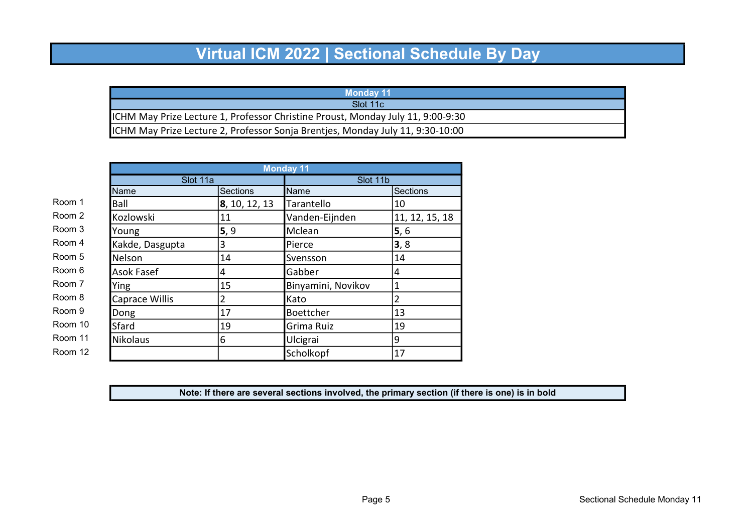# Virtual ICM 2022 | Sectional Schedule By Day

| Monday 11 |
|---|
| Slot 11c |
| ICHM May Prize Lecture 1, Professor Christine Proust, Monday July 11, 9:00-9:30 |
| ICHM May Prize Lecture 2, Professor Sonja Brentjes, Monday July 11, 9:30-10:00 |

| | Monday 11 | | | |
|---|---|---|---|---|
| | Slot 11a | | Slot 11b | |
| | Name | Sections | Name | Sections |
| Room 1 | Ball | **8**, 10, 12, 13 | Tarantello | 10 |
| Room 2 | Kozlowski | 11 | Vanden-Eijnden | 11, 12, 15, 18 |
| Room 3 | Young | **5**, 9 | Mclean | **5**, 6 |
| Room 4 | Kakde, Dasgupta | 3 | Pierce | **3**, 8 |
| Room 5 | Nelson | 14 | Svensson | 14 |
| Room 6 | Asok Fasef | 4 | Gabber | 4 |
| Room 7 | Ying | 15 | Binyamini, Novikov | 1 |
| Room 8 | Caprace Willis | 2 | Kato | 2 |
| Room 9 | Dong | 17 | Boettcher | 13 |
| Room 10 | Sfard | 19 | Grima Ruiz | 19 |
| Room 11 | Nikolaus | 6 | Ulcigrai | 9 |
| Room 12 | | | Scholkopf | 17 |

**Note: If there are several sections involved, the primary section (if there is one) is in bold**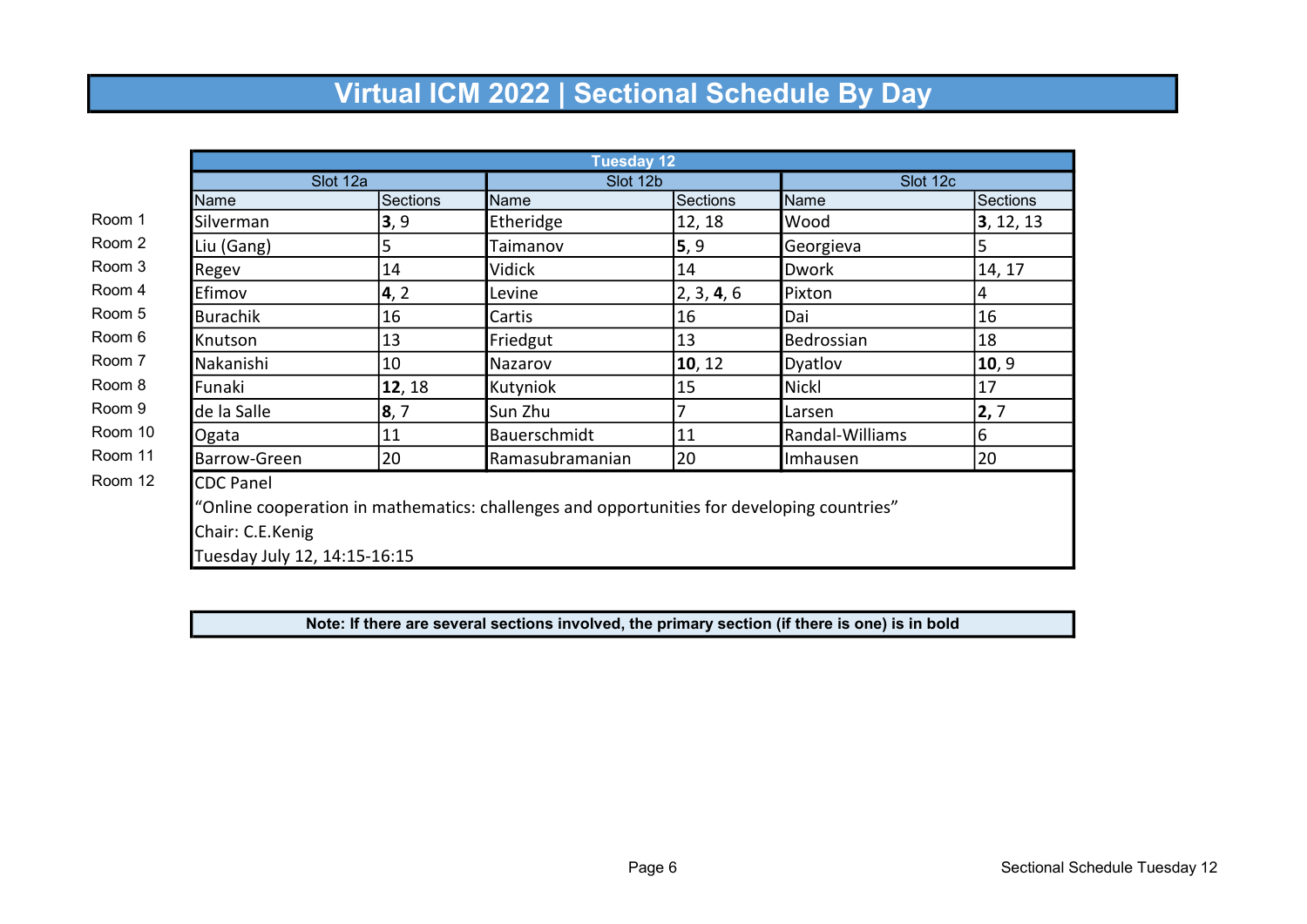# Virtual ICM 2022 | Sectional Schedule By Day

| | Tuesday 12 | | | | | |
|---|---|---|---|---|---|---|
| | Slot 12a | | Slot 12b | | Slot 12c | |
| | Name | Sections | Name | Sections | Name | Sections |
| Room 1 | Silverman | **3**, 9 | Etheridge | 12, 18 | Wood | **3**, 12, 13 |
| Room 2 | Liu (Gang) | 5 | Taimanov | **5**, 9 | Georgieva | 5 |
| Room 3 | Regev | 14 | Vidick | 14 | Dwork | 14, 17 |
| Room 4 | Efimov | **4**, 2 | Levine | 2, 3, **4**, 6 | Pixton | 4 |
| Room 5 | Burachik | 16 | Cartis | 16 | Dai | 16 |
| Room 6 | Knutson | 13 | Friedgut | 13 | Bedrossian | 18 |
| Room 7 | Nakanishi | 10 | Nazarov | **10**, 12 | Dyatlov | **10**, 9 |
| Room 8 | Funaki | **12**, 18 | Kutyniok | 15 | Nickl | 17 |
| Room 9 | de la Salle | **8**, 7 | Sun Zhu | 7 | Larsen | **2,** 7 |
| Room 10 | Ogata | 11 | Bauerschmidt | 11 | Randal-Williams | 6 |
| Room 11 | Barrow-Green | 20 | Ramasubramanian | 20 | Imhausen | 20 |
| Room 12 | CDC Panel<br>“Online cooperation in mathematics: challenges and opportunities for developing countries”<br>Chair: C.E.Kenig<br>Tuesday July 12, 14:15-16:15 | | | | | |

**Note: If there are several sections involved, the primary section (if there is one) is in bold**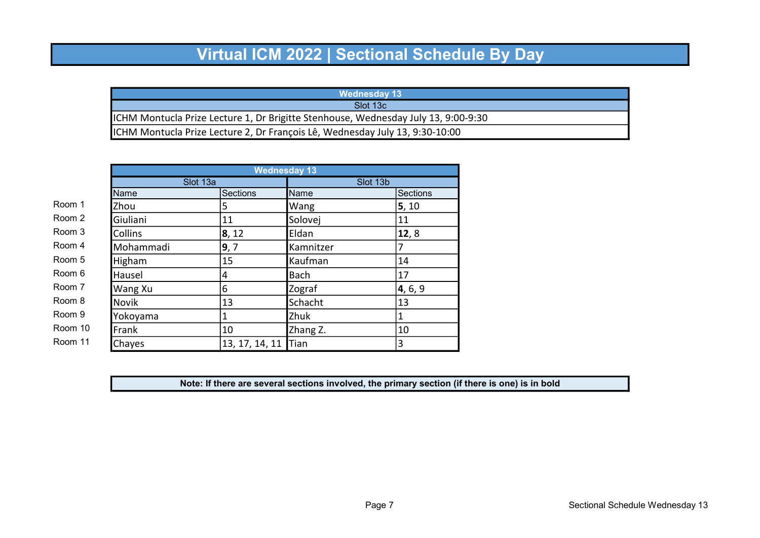# Virtual ICM 2022 | Sectional Schedule By Day

| Wednesday 13 |
|---|
| Slot 13c |
| ICHM Montucla Prize Lecture 1, Dr Brigitte Stenhouse, Wednesday July 13, 9:00-9:30 |
| ICHM Montucla Prize Lecture 2, Dr François Lê, Wednesday July 13, 9:30-10:00 |

| | Wednesday 13 | | | |
|---|---|---|---|---|
| | Slot 13a | | Slot 13b | |
| | Name | Sections | Name | Sections |
| Room 1 | Zhou | 5 | Wang | **5**, 10 |
| Room 2 | Giuliani | 11 | Solovej | 11 |
| Room 3 | Collins | **8**, 12 | Eldan | **12**, 8 |
| Room 4 | Mohammadi | **9**, 7 | Kamnitzer | 7 |
| Room 5 | Higham | 15 | Kaufman | 14 |
| Room 6 | Hausel | 4 | Bach | 17 |
| Room 7 | Wang Xu | 6 | Zograf | **4**, 6, 9 |
| Room 8 | Novik | 13 | Schacht | 13 |
| Room 9 | Yokoyama | 1 | Zhuk | 1 |
| Room 10 | Frank | 10 | Zhang Z. | 10 |
| Room 11 | Chayes | 13, 17, 14, 11 | Tian | 3 |

**Note: If there are several sections involved, the primary section (if there is one) is in bold**